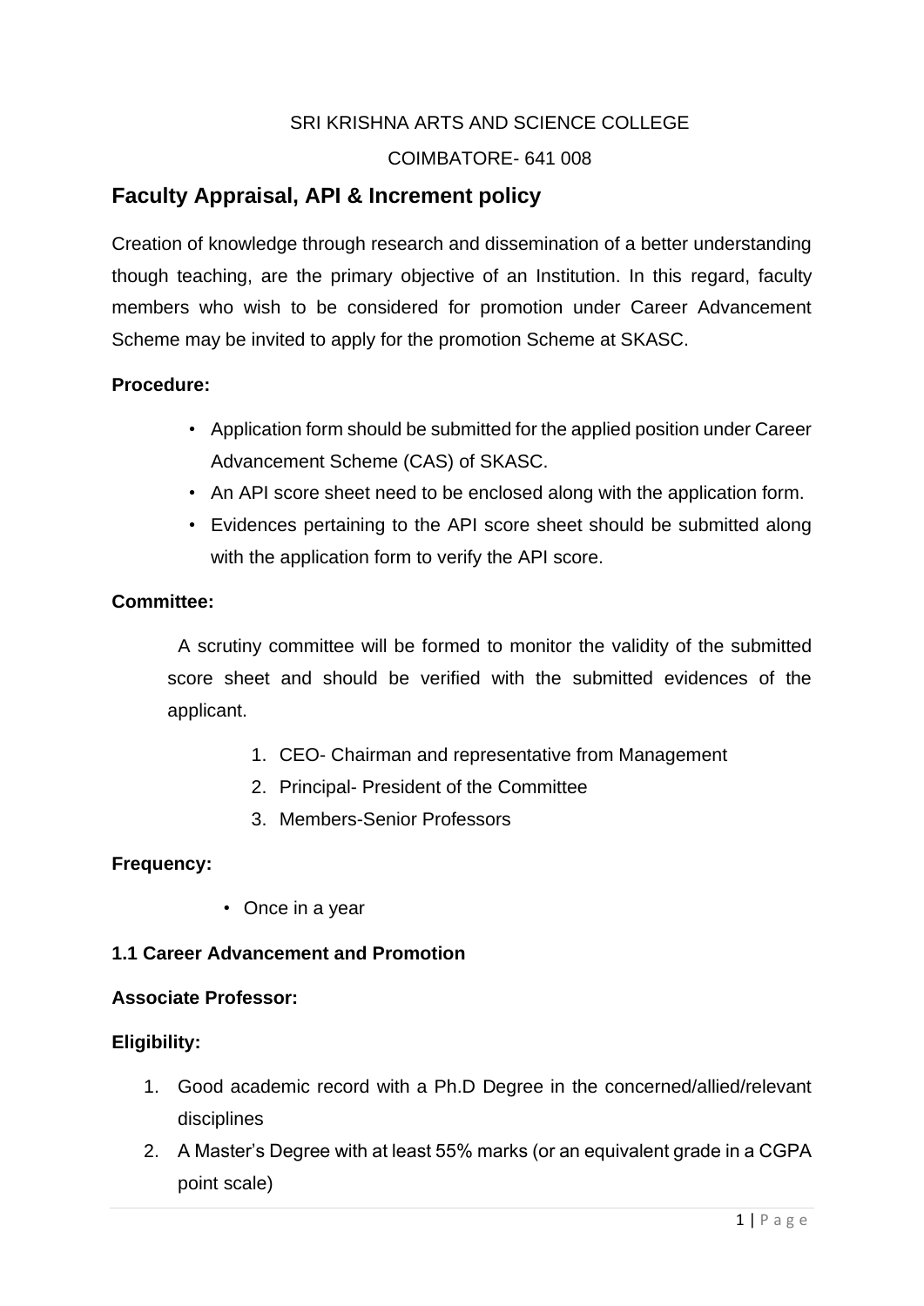SRI KRISHNA ARTS AND SCIENCE COLLEGE

COIMBATORE- 641 008

# Faculty Appraisal, API & Increment policy

Creation of knowledge through research and dissemination of a better understanding though teaching, are the primary objective of an Institution. In this regard, faculty members who wish to be considered for promotion under Career Advancement Scheme may be invited to apply for the promotion Scheme at SKASC.

**Procedure:**

- Application form should be submitted for the applied position under Career Advancement Scheme (CAS) of SKASC.
- An API score sheet need to be enclosed along with the application form.
- Evidences pertaining to the API score sheet should be submitted along with the application form to verify the API score.

**Committee:**

A scrutiny committee will be formed to monitor the validity of the submitted score sheet and should be verified with the submitted evidences of the applicant.

1. CEO- Chairman and representative from Management
2. Principal- President of the Committee
3. Members-Senior Professors

**Frequency:**

- Once in a year

**1.1 Career Advancement and Promotion**

**Associate Professor:**

**Eligibility:**

1. Good academic record with a Ph.D Degree in the concerned/allied/relevant disciplines
2. A Master's Degree with at least 55% marks (or an equivalent grade in a CGPA point scale)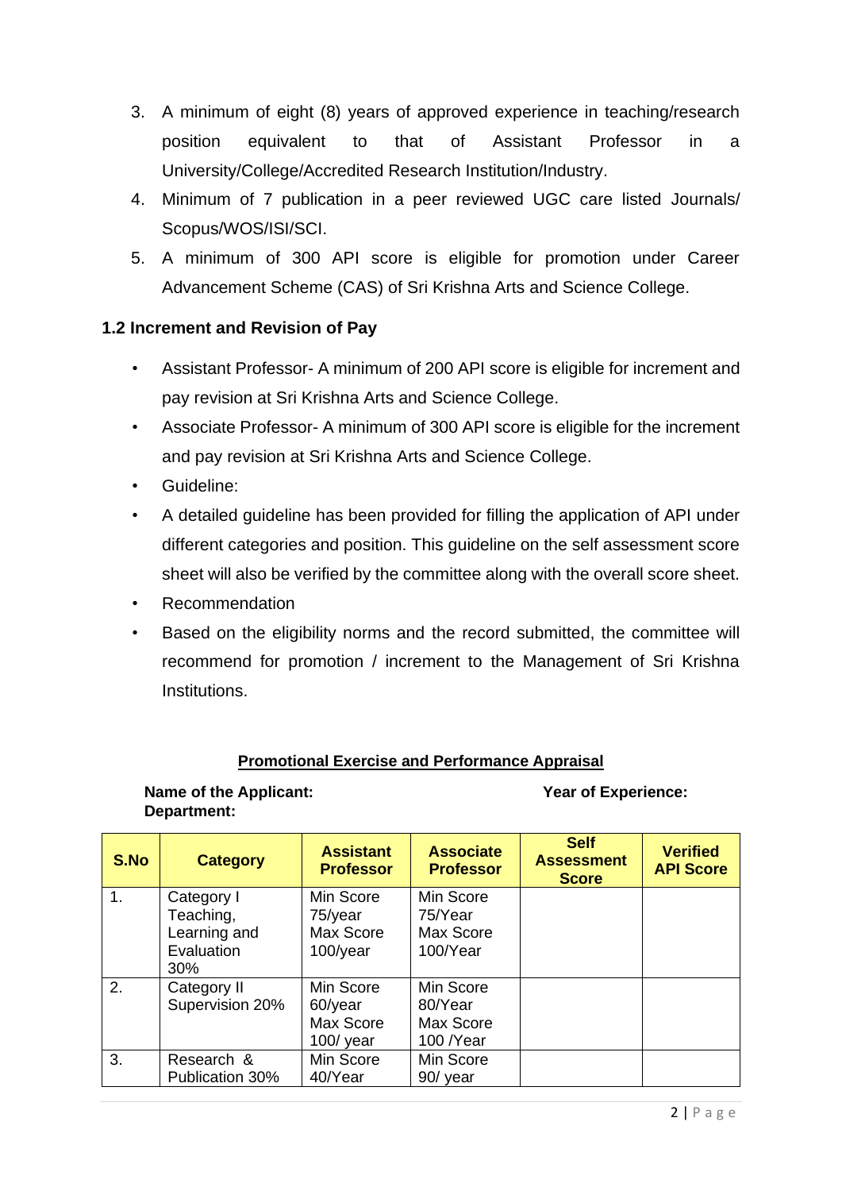3. A minimum of eight (8) years of approved experience in teaching/research position equivalent to that of Assistant Professor in a University/College/Accredited Research Institution/Industry.
4. Minimum of 7 publication in a peer reviewed UGC care listed Journals/ Scopus/WOS/ISI/SCI.
5. A minimum of 300 API score is eligible for promotion under Career Advancement Scheme (CAS) of Sri Krishna Arts and Science College.

### 1.2 Increment and Revision of Pay

- Assistant Professor- A minimum of 200 API score is eligible for increment and pay revision at Sri Krishna Arts and Science College.
- Associate Professor- A minimum of 300 API score is eligible for the increment and pay revision at Sri Krishna Arts and Science College.
- Guideline:
- A detailed guideline has been provided for filling the application of API under different categories and position. This guideline on the self assessment score sheet will also be verified by the committee along with the overall score sheet.
- Recommendation
- Based on the eligibility norms and the record submitted, the committee will recommend for promotion / increment to the Management of Sri Krishna Institutions.

**<u>Promotional Exercise and Performance Appraisal</u>**

**Name of the Applicant:** **Year of Experience:**
**Department:**

| S.No | Category | Assistant Professor | Associate Professor | Self Assessment Score | Verified API Score |
|---|---|---|---|---|---|
| 1. | Category I Teaching, Learning and Evaluation 30% | Min Score 75/year Max Score 100/year | Min Score 75/Year Max Score 100/Year | | |
| 2. | Category II Supervision 20% | Min Score 60/year Max Score 100/ year | Min Score 80/Year Max Score 100 /Year | | |
| 3. | Research & Publication 30% | Min Score 40/Year | Min Score 90/ year | | |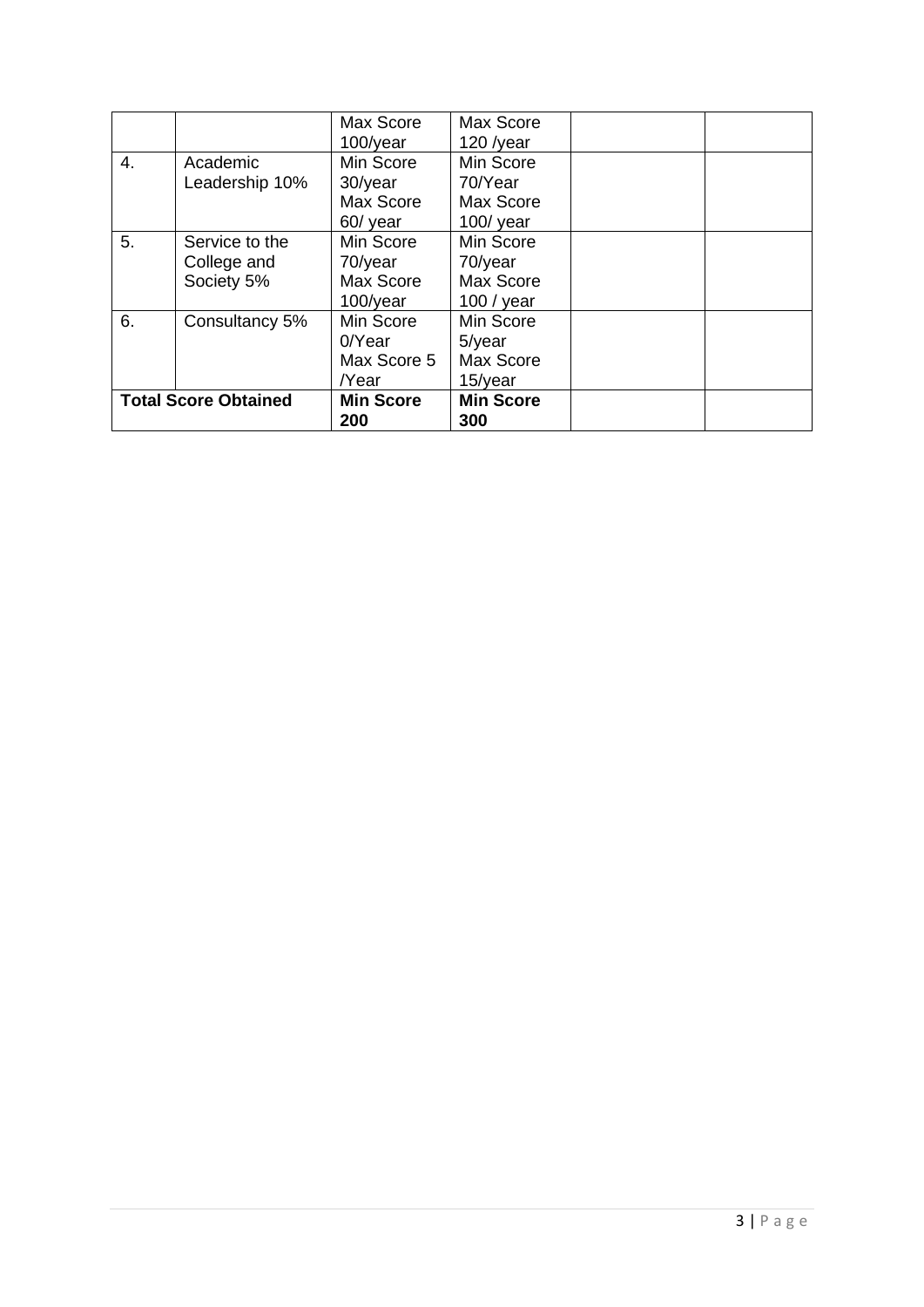| | | | | | |
|---|---|---|---|---|---|
| | | Max Score 100/year | Max Score 120 /year | | |
| 4. | Academic Leadership 10% | Min Score 30/year Max Score 60/ year | Min Score 70/Year Max Score 100/ year | | |
| 5. | Service to the College and Society 5% | Min Score 70/year Max Score 100/year | Min Score 70/year Max Score 100 / year | | |
| 6. | Consultancy 5% | Min Score 0/Year Max Score 5 /Year | Min Score 5/year Max Score 15/year | | |
| **Total Score Obtained** | | **Min Score 200** | **Min Score 300** | | |